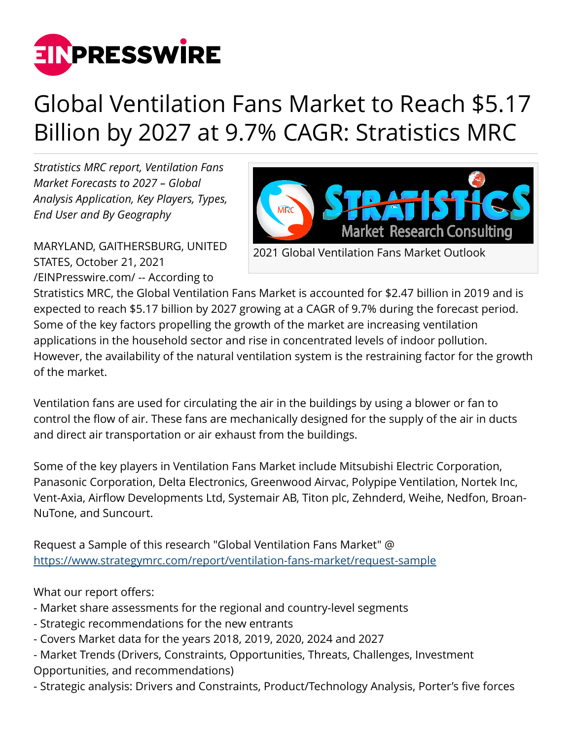# Global Ventilation Fans Market to Reach $5.17 Billion by 2027 at 9.7% CAGR: Stratistics MRC

*Stratistics MRC report, Ventilation Fans Market Forecasts to 2027 – Global Analysis Application, Key Players, Types, End User and By Geography*

2021 Global Ventilation Fans Market Outlook

MARYLAND, GAITHERSBURG, UNITED STATES, October 21, 2021 /EINPresswire.com/ -- According to Stratistics MRC, the Global Ventilation Fans Market is accounted for $2.47 billion in 2019 and is expected to reach $5.17 billion by 2027 growing at a CAGR of 9.7% during the forecast period. Some of the key factors propelling the growth of the market are increasing ventilation applications in the household sector and rise in concentrated levels of indoor pollution. However, the availability of the natural ventilation system is the restraining factor for the growth of the market.

Ventilation fans are used for circulating the air in the buildings by using a blower or fan to control the flow of air. These fans are mechanically designed for the supply of the air in ducts and direct air transportation or air exhaust from the buildings.

Some of the key players in Ventilation Fans Market include Mitsubishi Electric Corporation, Panasonic Corporation, Delta Electronics, Greenwood Airvac, Polypipe Ventilation, Nortek Inc, Vent-Axia, Airflow Developments Ltd, Systemair AB, Titon plc, Zehnderd, Weihe, Nedfon, Broan-NuTone, and Suncourt.

Request a Sample of this research "Global Ventilation Fans Market" @ https://www.strategymrc.com/report/ventilation-fans-market/request-sample

What our report offers:
- Market share assessments for the regional and country-level segments
- Strategic recommendations for the new entrants
- Covers Market data for the years 2018, 2019, 2020, 2024 and 2027
- Market Trends (Drivers, Constraints, Opportunities, Threats, Challenges, Investment Opportunities, and recommendations)
- Strategic analysis: Drivers and Constraints, Product/Technology Analysis, Porter's five forces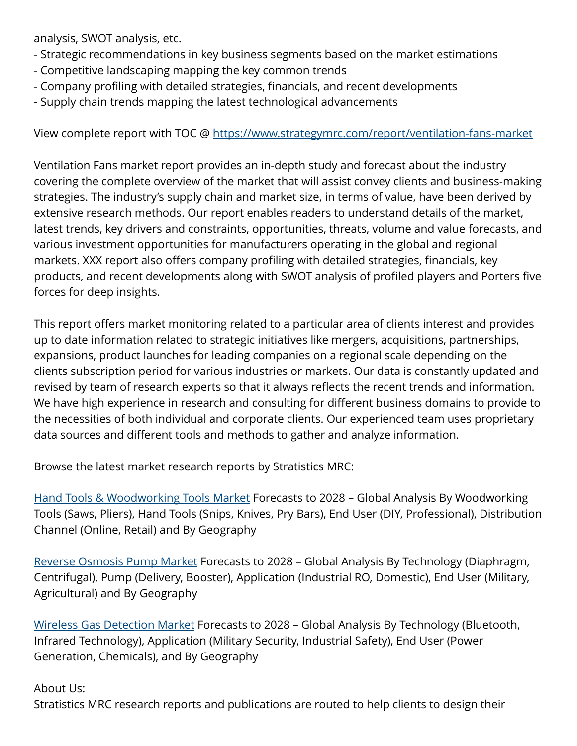analysis, SWOT analysis, etc.
- Strategic recommendations in key business segments based on the market estimations
- Competitive landscaping mapping the key common trends
- Company profiling with detailed strategies, financials, and recent developments
- Supply chain trends mapping the latest technological advancements

View complete report with TOC @ [https://www.strategymrc.com/report/ventilation-fans-market](https://www.strategymrc.com/report/ventilation-fans-market)

Ventilation Fans market report provides an in-depth study and forecast about the industry covering the complete overview of the market that will assist convey clients and business-making strategies. The industry's supply chain and market size, in terms of value, have been derived by extensive research methods. Our report enables readers to understand details of the market, latest trends, key drivers and constraints, opportunities, threats, volume and value forecasts, and various investment opportunities for manufacturers operating in the global and regional markets. XXX report also offers company profiling with detailed strategies, financials, key products, and recent developments along with SWOT analysis of profiled players and Porters five forces for deep insights.

This report offers market monitoring related to a particular area of clients interest and provides up to date information related to strategic initiatives like mergers, acquisitions, partnerships, expansions, product launches for leading companies on a regional scale depending on the clients subscription period for various industries or markets. Our data is constantly updated and revised by team of research experts so that it always reflects the recent trends and information. We have high experience in research and consulting for different business domains to provide to the necessities of both individual and corporate clients. Our experienced team uses proprietary data sources and different tools and methods to gather and analyze information.

Browse the latest market research reports by Statistics MRC:

Hand Tools & Woodworking Tools Market Forecasts to 2028 – Global Analysis By Woodworking Tools (Saws, Pliers), Hand Tools (Snips, Knives, Pry Bars), End User (DIY, Professional), Distribution Channel (Online, Retail) and By Geography

Reverse Osmosis Pump Market Forecasts to 2028 – Global Analysis By Technology (Diaphragm, Centrifugal), Pump (Delivery, Booster), Application (Industrial RO, Domestic), End User (Military, Agricultural) and By Geography

Wireless Gas Detection Market Forecasts to 2028 – Global Analysis By Technology (Bluetooth, Infrared Technology), Application (Military Security, Industrial Safety), End User (Power Generation, Chemicals), and By Geography

About Us:
Stratistics MRC research reports and publications are routed to help clients to design their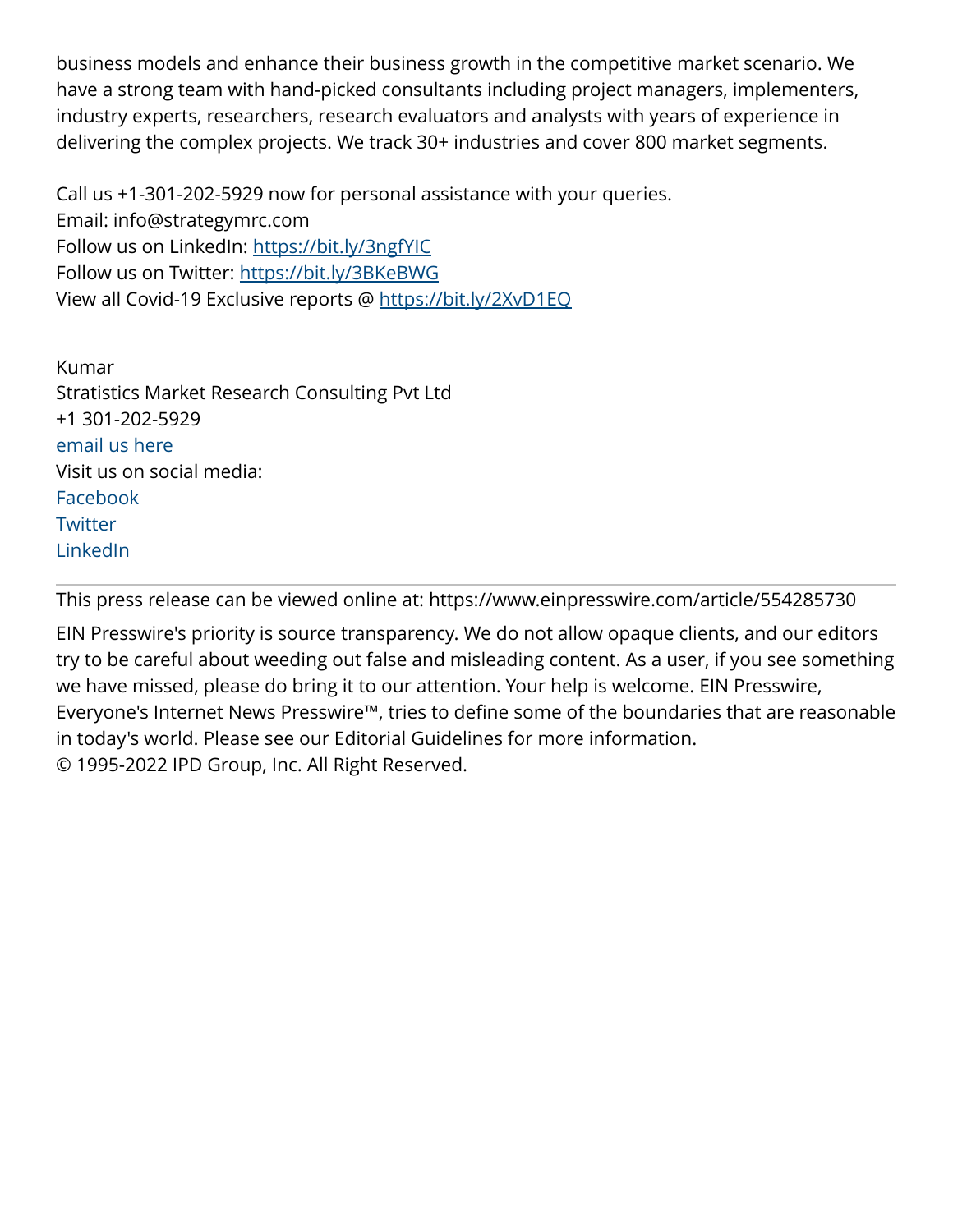business models and enhance their business growth in the competitive market scenario. We have a strong team with hand-picked consultants including project managers, implementers, industry experts, researchers, research evaluators and analysts with years of experience in delivering the complex projects. We track 30+ industries and cover 800 market segments.

Call us +1-301-202-5929 now for personal assistance with your queries.
Email: info@strategymrc.com
Follow us on LinkedIn: https://bit.ly/3ngfYIC
Follow us on Twitter: https://bit.ly/3BKeBWG
View all Covid-19 Exclusive reports @ https://bit.ly/2XvD1EQ

Kumar
Stratistics Market Research Consulting Pvt Ltd
+1 301-202-5929
email us here
Visit us on social media:
Facebook
Twitter
LinkedIn

---

This press release can be viewed online at: https://www.einpresswire.com/article/554285730

EIN Presswire's priority is source transparency. We do not allow opaque clients, and our editors try to be careful about weeding out false and misleading content. As a user, if you see something we have missed, please do bring it to our attention. Your help is welcome. EIN Presswire, Everyone's Internet News Presswire™, tries to define some of the boundaries that are reasonable in today's world. Please see our Editorial Guidelines for more information.
© 1995-2022 IPD Group, Inc. All Right Reserved.